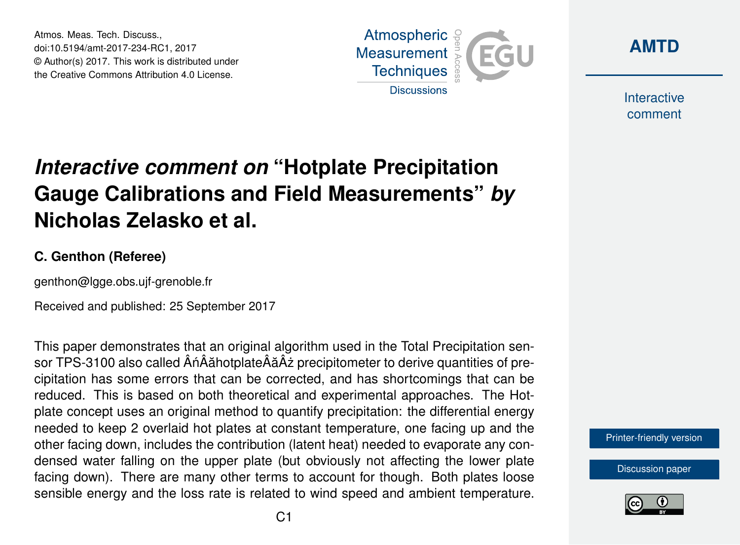# *Interactive comment on* "Hotplate Precipitation Gauge Calibrations and Field Measurements" *by* Nicholas Zelasko et al.

**C. Genthon (Referee)**

genthon@lgge.obs.ujf-grenoble.fr

Received and published: 25 September 2017

This paper demonstrates that an original algorithm used in the Total Precipitation sensor TPS-3100 also called ÂńÂăhotplateÂăÂż precipitometer to derive quantities of precipitation has some errors that can be corrected, and has shortcomings that can be reduced. This is based on both theoretical and experimental approaches. The Hotplate concept uses an original method to quantify precipitation: the differential energy needed to keep 2 overlaid hot plates at constant temperature, one facing up and the other facing down, includes the contribution (latent heat) needed to evaporate any condensed water falling on the upper plate (but obviously not affecting the lower plate facing down). There are many other terms to account for though. Both plates loose sensible energy and the loss rate is related to wind speed and ambient temperature.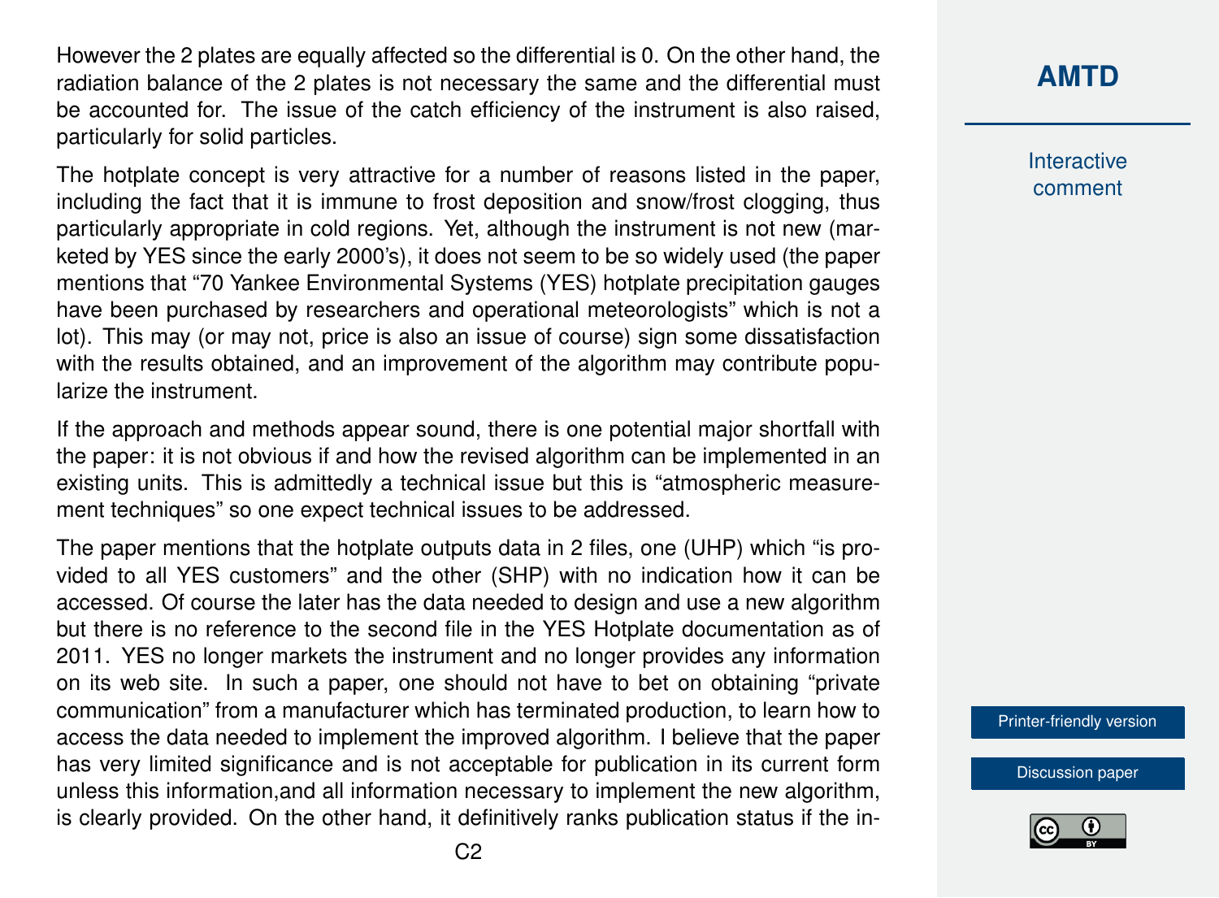However the 2 plates are equally affected so the differential is 0. On the other hand, the radiation balance of the 2 plates is not necessary the same and the differential must be accounted for. The issue of the catch efficiency of the instrument is also raised, particularly for solid particles.

The hotplate concept is very attractive for a number of reasons listed in the paper, including the fact that it is immune to frost deposition and snow/frost clogging, thus particularly appropriate in cold regions. Yet, although the instrument is not new (marketed by YES since the early 2000's), it does not seem to be so widely used (the paper mentions that "70 Yankee Environmental Systems (YES) hotplate precipitation gauges have been purchased by researchers and operational meteorologists" which is not a lot). This may (or may not, price is also an issue of course) sign some dissatisfaction with the results obtained, and an improvement of the algorithm may contribute popularize the instrument.

If the approach and methods appear sound, there is one potential major shortfall with the paper: it is not obvious if and how the revised algorithm can be implemented in an existing units. This is admittedly a technical issue but this is "atmospheric measurement techniques" so one expect technical issues to be addressed.

The paper mentions that the hotplate outputs data in 2 files, one (UHP) which "is provided to all YES customers" and the other (SHP) with no indication how it can be accessed. Of course the later has the data needed to design and use a new algorithm but there is no reference to the second file in the YES Hotplate documentation as of 2011. YES no longer markets the instrument and no longer provides any information on its web site. In such a paper, one should not have to bet on obtaining "private communication" from a manufacturer which has terminated production, to learn how to access the data needed to implement the improved algorithm. I believe that the paper has very limited significance and is not acceptable for publication in its current form unless this information,and all information necessary to implement the new algorithm, is clearly provided. On the other hand, it definitively ranks publication status if the in-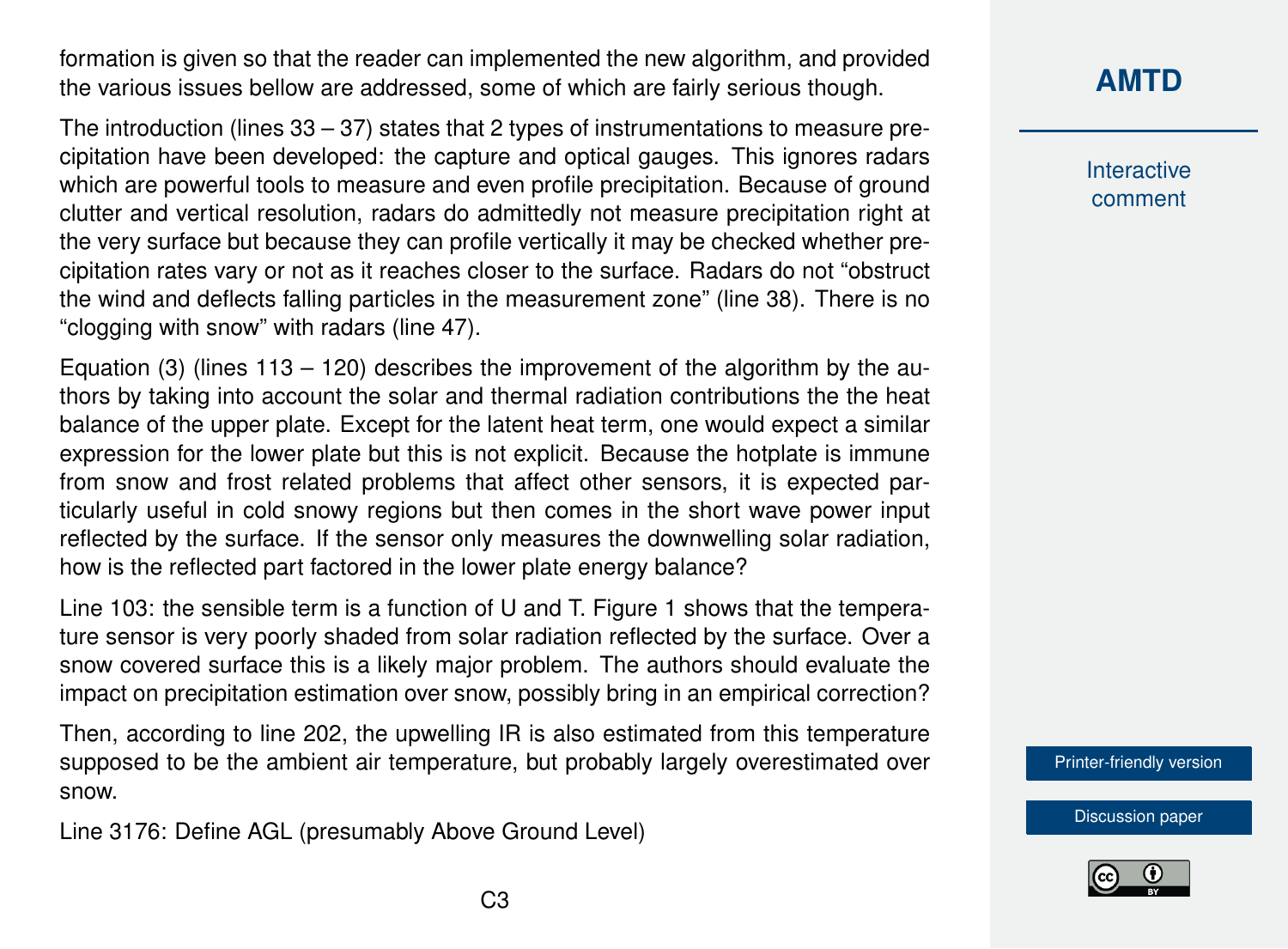formation is given so that the reader can implemented the new algorithm, and provided the various issues bellow are addressed, some of which are fairly serious though.

The introduction (lines 33 – 37) states that 2 types of instrumentations to measure precipitation have been developed: the capture and optical gauges. This ignores radars which are powerful tools to measure and even profile precipitation. Because of ground clutter and vertical resolution, radars do admittedly not measure precipitation right at the very surface but because they can profile vertically it may be checked whether precipitation rates vary or not as it reaches closer to the surface. Radars do not "obstruct the wind and deflects falling particles in the measurement zone" (line 38). There is no "clogging with snow" with radars (line 47).

Equation (3) (lines 113 – 120) describes the improvement of the algorithm by the authors by taking into account the solar and thermal radiation contributions the the heat balance of the upper plate. Except for the latent heat term, one would expect a similar expression for the lower plate but this is not explicit. Because the hotplate is immune from snow and frost related problems that affect other sensors, it is expected particularly useful in cold snowy regions but then comes in the short wave power input reflected by the surface. If the sensor only measures the downwelling solar radiation, how is the reflected part factored in the lower plate energy balance?

Line 103: the sensible term is a function of U and T. Figure 1 shows that the temperature sensor is very poorly shaded from solar radiation reflected by the surface. Over a snow covered surface this is a likely major problem. The authors should evaluate the impact on precipitation estimation over snow, possibly bring in an empirical correction?

Then, according to line 202, the upwelling IR is also estimated from this temperature supposed to be the ambient air temperature, but probably largely overestimated over snow.

Line 3176: Define AGL (presumably Above Ground Level)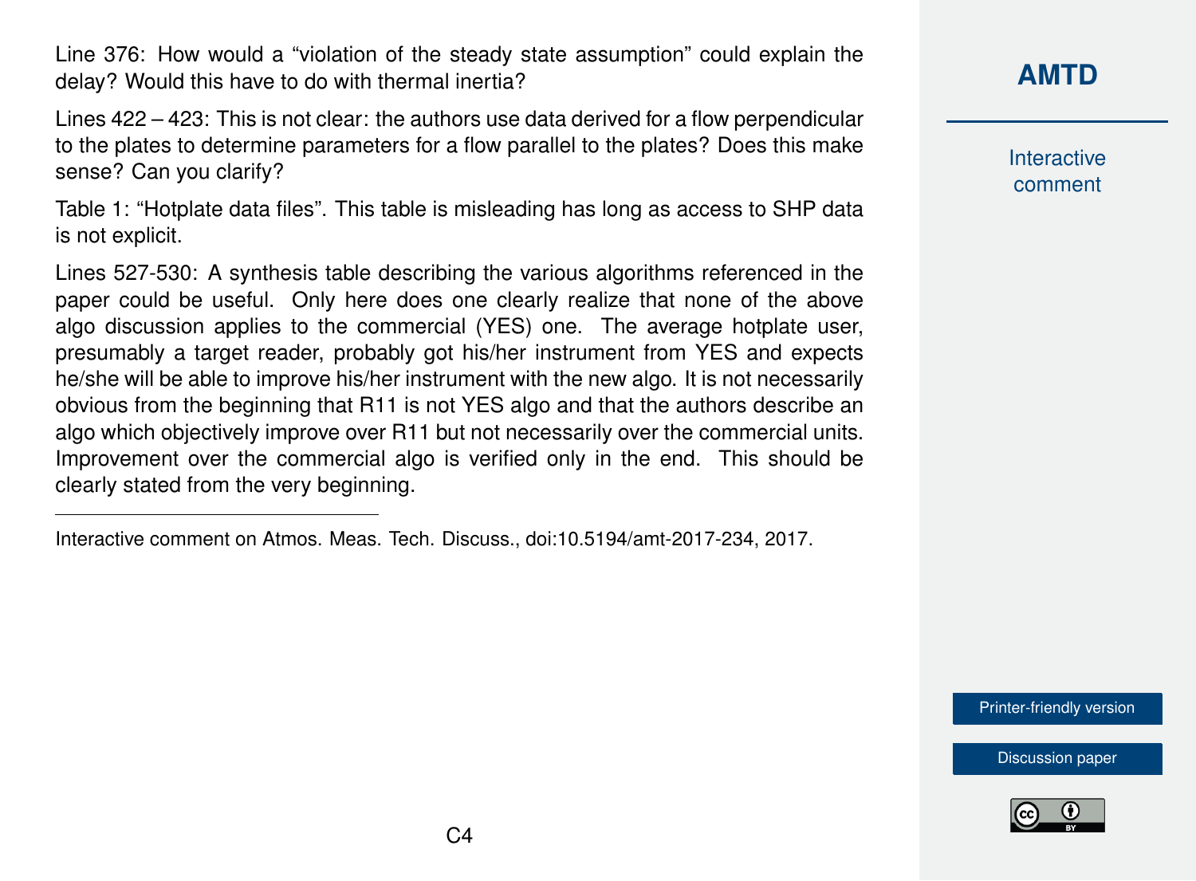Line 376: How would a "violation of the steady state assumption" could explain the delay? Would this have to do with thermal inertia?

Lines 422 – 423: This is not clear: the authors use data derived for a flow perpendicular to the plates to determine parameters for a flow parallel to the plates? Does this make sense? Can you clarify?

Table 1: "Hotplate data files". This table is misleading has long as access to SHP data is not explicit.

Lines 527-530: A synthesis table describing the various algorithms referenced in the paper could be useful. Only here does one clearly realize that none of the above algo discussion applies to the commercial (YES) one. The average hotplate user, presumably a target reader, probably got his/her instrument from YES and expects he/she will be able to improve his/her instrument with the new algo. It is not necessarily obvious from the beginning that R11 is not YES algo and that the authors describe an algo which objectively improve over R11 but not necessarily over the commercial units. Improvement over the commercial algo is verified only in the end. This should be clearly stated from the very beginning.

---

Interactive comment on Atmos. Meas. Tech. Discuss., doi:10.5194/amt-2017-234, 2017.